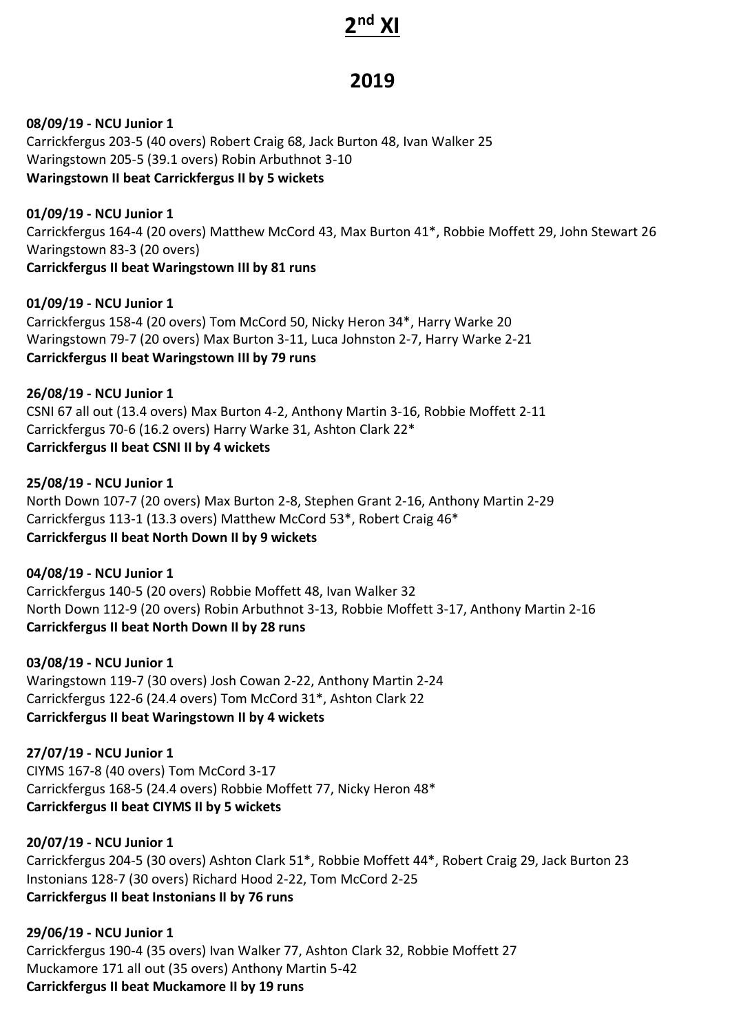# 2nd XI

## 2019

**08/09/19 - NCU Junior 1**
Carrickfergus 203-5 (40 overs) Robert Craig 68, Jack Burton 48, Ivan Walker 25
Waringstown 205-5 (39.1 overs) Robin Arbuthnot 3-10
**Waringstown II beat Carrickfergus II by 5 wickets**

**01/09/19 - NCU Junior 1**
Carrickfergus 164-4 (20 overs) Matthew McCord 43, Max Burton 41*, Robbie Moffett 29, John Stewart 26
Waringstown 83-3 (20 overs)
**Carrickfergus II beat Waringstown III by 81 runs**

**01/09/19 - NCU Junior 1**
Carrickfergus 158-4 (20 overs) Tom McCord 50, Nicky Heron 34*, Harry Warke 20
Waringstown 79-7 (20 overs) Max Burton 3-11, Luca Johnston 2-7, Harry Warke 2-21
**Carrickfergus II beat Waringstown III by 79 runs**

**26/08/19 - NCU Junior 1**
CSNI 67 all out (13.4 overs) Max Burton 4-2, Anthony Martin 3-16, Robbie Moffett 2-11
Carrickfergus 70-6 (16.2 overs) Harry Warke 31, Ashton Clark 22*
**Carrickfergus II beat CSNI II by 4 wickets**

**25/08/19 - NCU Junior 1**
North Down 107-7 (20 overs) Max Burton 2-8, Stephen Grant 2-16, Anthony Martin 2-29
Carrickfergus 113-1 (13.3 overs) Matthew McCord 53*, Robert Craig 46*
**Carrickfergus II beat North Down II by 9 wickets**

**04/08/19 - NCU Junior 1**
Carrickfergus 140-5 (20 overs) Robbie Moffett 48, Ivan Walker 32
North Down 112-9 (20 overs) Robin Arbuthnot 3-13, Robbie Moffett 3-17, Anthony Martin 2-16
**Carrickfergus II beat North Down II by 28 runs**

**03/08/19 - NCU Junior 1**
Waringstown 119-7 (30 overs) Josh Cowan 2-22, Anthony Martin 2-24
Carrickfergus 122-6 (24.4 overs) Tom McCord 31*, Ashton Clark 22
**Carrickfergus II beat Waringstown II by 4 wickets**

**27/07/19 - NCU Junior 1**
CIYMS 167-8 (40 overs) Tom McCord 3-17
Carrickfergus 168-5 (24.4 overs) Robbie Moffett 77, Nicky Heron 48*
**Carrickfergus II beat CIYMS II by 5 wickets**

**20/07/19 - NCU Junior 1**
Carrickfergus 204-5 (30 overs) Ashton Clark 51*, Robbie Moffett 44*, Robert Craig 29, Jack Burton 23
Instonians 128-7 (30 overs) Richard Hood 2-22, Tom McCord 2-25
**Carrickfergus II beat Instonians II by 76 runs**

**29/06/19 - NCU Junior 1**
Carrickfergus 190-4 (35 overs) Ivan Walker 77, Ashton Clark 32, Robbie Moffett 27
Muckamore 171 all out (35 overs) Anthony Martin 5-42
**Carrickfergus II beat Muckamore II by 19 runs**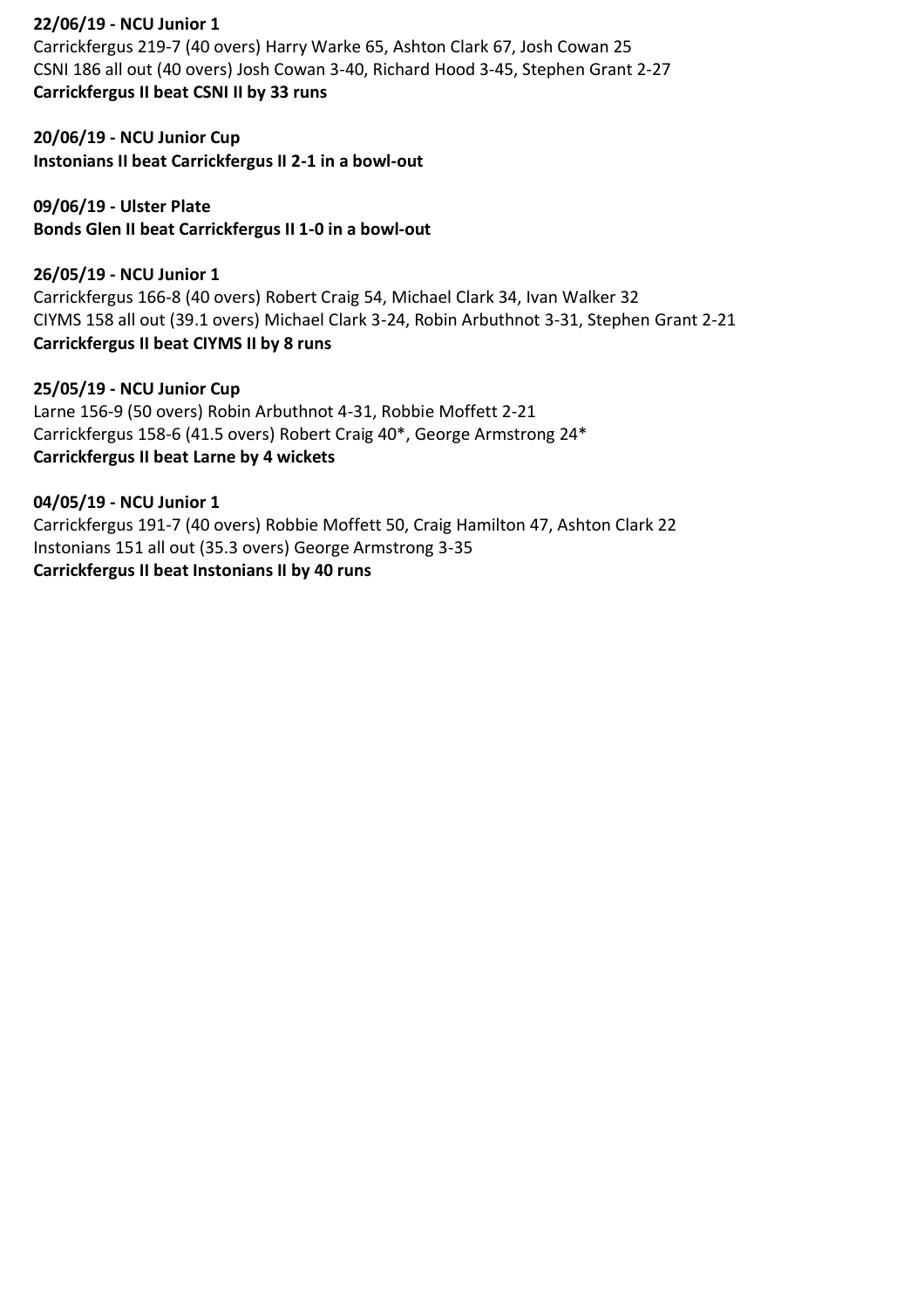**22/06/19 - NCU Junior 1**
Carrickfergus 219-7 (40 overs) Harry Warke 65, Ashton Clark 67, Josh Cowan 25
CSNI 186 all out (40 overs) Josh Cowan 3-40, Richard Hood 3-45, Stephen Grant 2-27
**Carrickfergus II beat CSNI II by 33 runs**

**20/06/19 - NCU Junior Cup**
**Instonians II beat Carrickfergus II 2-1 in a bowl-out**

**09/06/19 - Ulster Plate**
**Bonds Glen II beat Carrickfergus II 1-0 in a bowl-out**

**26/05/19 - NCU Junior 1**
Carrickfergus 166-8 (40 overs) Robert Craig 54, Michael Clark 34, Ivan Walker 32
CIYMS 158 all out (39.1 overs) Michael Clark 3-24, Robin Arbuthnot 3-31, Stephen Grant 2-21
**Carrickfergus II beat CIYMS II by 8 runs**

**25/05/19 - NCU Junior Cup**
Larne 156-9 (50 overs) Robin Arbuthnot 4-31, Robbie Moffett 2-21
Carrickfergus 158-6 (41.5 overs) Robert Craig 40*, George Armstrong 24*
**Carrickfergus II beat Larne by 4 wickets**

**04/05/19 - NCU Junior 1**
Carrickfergus 191-7 (40 overs) Robbie Moffett 50, Craig Hamilton 47, Ashton Clark 22
Instonians 151 all out (35.3 overs) George Armstrong 3-35
**Carrickfergus II beat Instonians II by 40 runs**